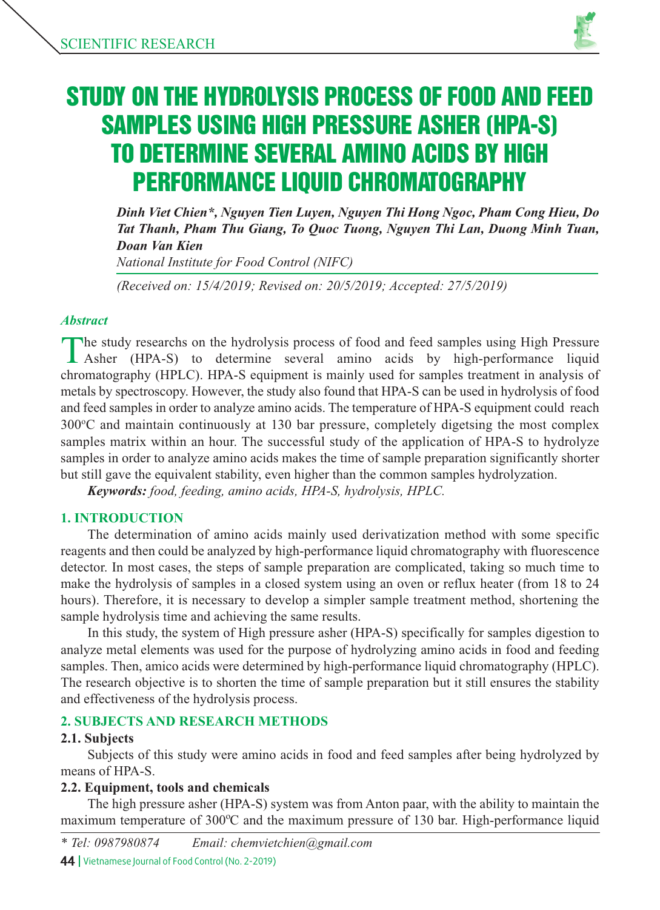# STUDY ON THE HYDROLYSIS PROCESS OF FOOD AND FEED SAMPLES USING HIGH PRESSURE ASHER (HPA-S) TO DETERMINE SEVERAL AMINO ACIDS BY HIGH PERFORMANCE LIQUID CHROMATOGRAPHY

***Dinh Viet Chien\*, Nguyen Tien Luyen, Nguyen Thi Hong Ngoc, Pham Cong Hieu, Do Tat Thanh, Pham Thu Giang, To Quoc Tuong, Nguyen Thi Lan, Duong Minh Tuan, Doan Van Kien***

*National Institute for Food Control (NIFC)*

*(Received on: 15/4/2019; Revised on: 20/5/2019; Accepted: 27/5/2019)*

### *Abstract*

The study researchs on the hydrolysis process of food and feed samples using High Pressure Asher (HPA-S) to determine several amino acids by high-performance liquid chromatography (HPLC). HPA-S equipment is mainly used for samples treatment in analysis of metals by spectroscopy. However, the study also found that HPA-S can be used in hydrolysis of food and feed samples in order to analyze amino acids. The temperature of HPA-S equipment could reach 300°C and maintain continuously at 130 bar pressure, completely digetsing the most complex samples matrix within an hour. The successful study of the application of HPA-S to hydrolyze samples in order to analyze amino acids makes the time of sample preparation significantly shorter but still gave the equivalent stability, even higher than the common samples hydrolyzation.

***Keywords:*** *food, feeding, amino acids, HPA-S, hydrolysis, HPLC.*

## 1. INTRODUCTION

The determination of amino acids mainly used derivatization method with some specific reagents and then could be analyzed by high-performance liquid chromatography with fluorescence detector. In most cases, the steps of sample preparation are complicated, taking so much time to make the hydrolysis of samples in a closed system using an oven or reflux heater (from 18 to 24 hours). Therefore, it is necessary to develop a simpler sample treatment method, shortening the sample hydrolysis time and achieving the same results.

In this study, the system of High pressure asher (HPA-S) specifically for samples digestion to analyze metal elements was used for the purpose of hydrolyzing amino acids in food and feeding samples. Then, amico acids were determined by high-performance liquid chromatography (HPLC). The research objective is to shorten the time of sample preparation but it still ensures the stability and effectiveness of the hydrolysis process.

## 2. SUBJECTS AND RESEARCH METHODS

### 2.1. Subjects

Subjects of this study were amino acids in food and feed samples after being hydrolyzed by means of HPA-S.

### 2.2. Equipment, tools and chemicals

The high pressure asher (HPA-S) system was from Anton paar, with the ability to maintain the maximum temperature of 300°C and the maximum pressure of 130 bar. High-performance liquid

\* Tel: 0987980874 Email: chemvietchien@gmail.com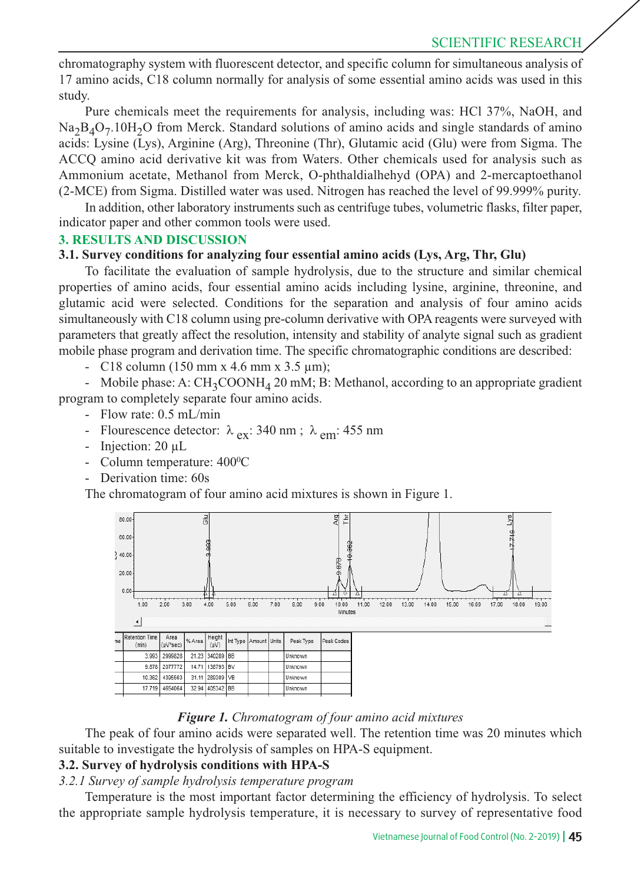chromatography system with fluorescent detector, and specific column for simultaneous analysis of 17 amino acids, C18 column normally for analysis of some essential amino acids was used in this study.

Pure chemicals meet the requirements for analysis, including was: HCl 37%, NaOH, and $Na_2B_4O_7.10H_2O$ from Merck. Standard solutions of amino acids and single standards of amino acids: Lysine (Lys), Arginine (Arg), Threonine (Thr), Glutamic acid (Glu) were from Sigma. The ACCQ amino acid derivative kit was from Waters. Other chemicals used for analysis such as Ammonium acetate, Methanol from Merck, O-phthaldialhehyd (OPA) and 2-mercaptoethanol (2-MCE) from Sigma. Distilled water was used. Nitrogen has reached the level of 99.999% purity.

In addition, other laboratory instruments such as centrifuge tubes, volumetric flasks, filter paper, indicator paper and other common tools were used.

## 3. RESULTS AND DISCUSSION

### 3.1. Survey conditions for analyzing four essential amino acids (Lys, Arg, Thr, Glu)

To facilitate the evaluation of sample hydrolysis, due to the structure and similar chemical properties of amino acids, four essential amino acids including lysine, arginine, threonine, and glutamic acid were selected. Conditions for the separation and analysis of four amino acids simultaneously with C18 column using pre-column derivative with OPA reagents were surveyed with parameters that greatly affect the resolution, intensity and stability of analyte signal such as gradient mobile phase program and derivation time. The specific chromatographic conditions are described:

- C18 column (150 mm x 4.6 mm x 3.5 µm);
- Mobile phase: A: $CH_3COONH_4$ 20 mM; B: Methanol, according to an appropriate gradient program to completely separate four amino acids.
- Flow rate: 0.5 mL/min
- Flourescence detector: $\lambda_{ex}$: 340 nm ; $\lambda_{em}$: 455 nm
- Injection: 20 µL
- Column temperature: $400^0C$
- Derivation time: 60s

The chromatogram of four amino acid mixtures is shown in Figure 1.

| Retention Time (min) | Area (µV*sec) | % Area | Height (µV) | Int Type | Amount | Units | Peak Type | Peak Codes |
|---|---|---|---|---|---|---|---|---|
| 3.993 | 2999828 | 21.23 | 340289 | BB | | | Unknown | |
| 9.878 | 2077772 | 14.71 | 136793 | BV | | | Unknown | |
| 10.362 | 4395563 | 31.11 | 289309 | VB | | | Unknown | |
| 17.719 | 4654064 | 32.94 | 405342 | BB | | | Unknown | |

***Figure 1.*** *Chromatogram of four amino acid mixtures*

The peak of four amino acids were separated well. The retention time was 20 minutes which suitable to investigate the hydrolysis of samples on HPA-S equipment.

### 3.2. Survey of hydrolysis conditions with HPA-S

*3.2.1 Survey of sample hydrolysis temperature program*

Temperature is the most important factor determining the efficiency of hydrolysis. To select the appropriate sample hydrolysis temperature, it is necessary to survey of representative food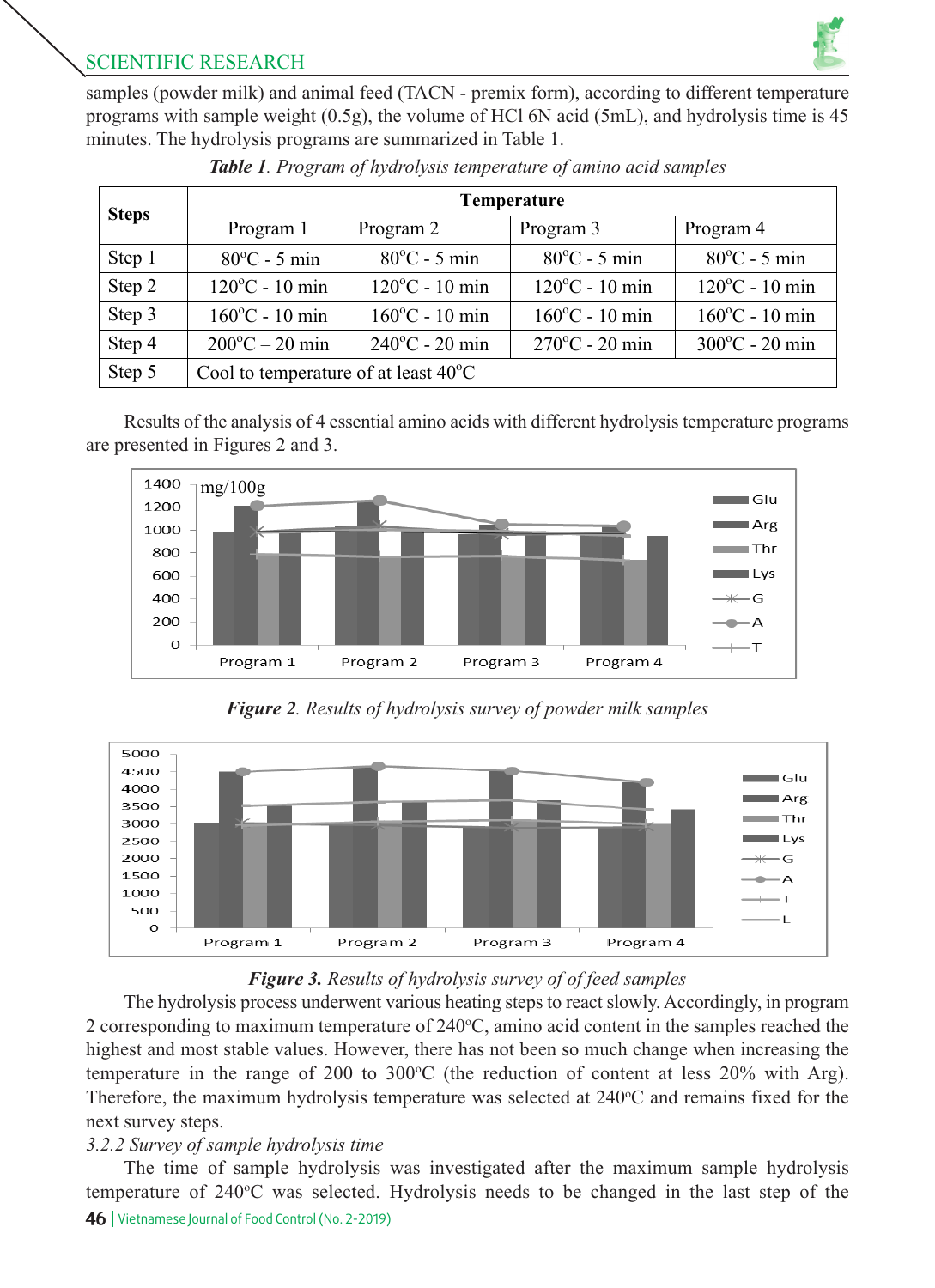samples (powder milk) and animal feed (TACN - premix form), according to different temperature programs with sample weight (0.5g), the volume of HCl 6N acid (5mL), and hydrolysis time is 45 minutes. The hydrolysis programs are summarized in Table 1.

***Table 1**. Program of hydrolysis temperature of amino acid samples*

| Steps | Temperature | | | |
|---|---|---|---|---|
| | Program 1 | Program 2 | Program 3 | Program 4 |
| Step 1 | 80°C - 5 min | 80°C - 5 min | 80°C - 5 min | 80°C - 5 min |
| Step 2 | 120°C - 10 min | 120°C - 10 min | 120°C - 10 min | 120°C - 10 min |
| Step 3 | 160°C - 10 min | 160°C - 10 min | 160°C - 10 min | 160°C - 10 min |
| Step 4 | 200°C – 20 min | 240°C - 20 min | 270°C - 20 min | 300°C - 20 min |
| Step 5 | Cool to temperature of at least 40°C | | | |

Results of the analysis of 4 essential amino acids with different hydrolysis temperature programs are presented in Figures 2 and 3.

***Figure 2**. Results of hydrolysis survey of powder milk samples*

***Figure 3.** Results of hydrolysis survey of of feed samples*

The hydrolysis process underwent various heating steps to react slowly. Accordingly, in program 2 corresponding to maximum temperature of 240°C, amino acid content in the samples reached the highest and most stable values. However, there has not been so much change when increasing the temperature in the range of 200 to 300°C (the reduction of content at less 20% with Arg). Therefore, the maximum hydrolysis temperature was selected at 240°C and remains fixed for the next survey steps.

*3.2.2 Survey of sample hydrolysis time*

The time of sample hydrolysis was investigated after the maximum sample hydrolysis temperature of 240°C was selected. Hydrolysis needs to be changed in the last step of the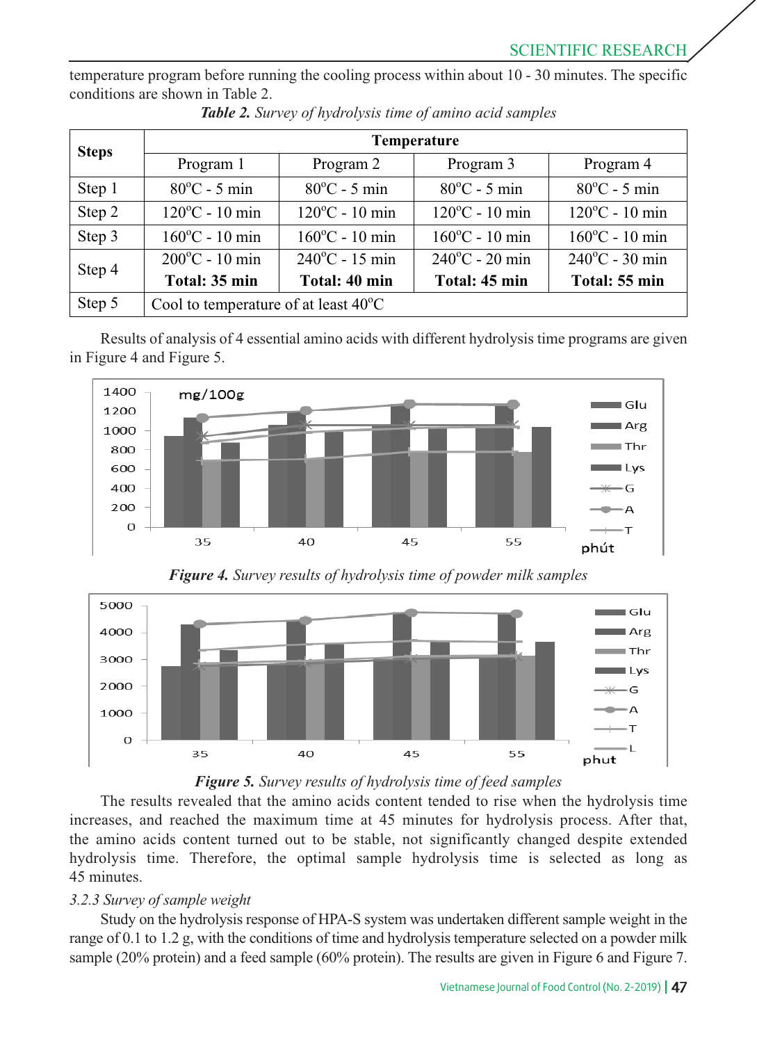temperature program before running the cooling process within about 10 - 30 minutes. The specific conditions are shown in Table 2.

***Table 2.*** *Survey of hydrolysis time of amino acid samples*

| Steps | Temperature | | | |
|---|---|---|---|---|
| | Program 1 | Program 2 | Program 3 | Program 4 |
| Step 1 | 80°C - 5 min | 80°C - 5 min | 80°C - 5 min | 80°C - 5 min |
| Step 2 | 120°C - 10 min | 120°C - 10 min | 120°C - 10 min | 120°C - 10 min |
| Step 3 | 160°C - 10 min | 160°C - 10 min | 160°C - 10 min | 160°C - 10 min |
| Step 4 | 200°C - 10 min **Total: 35 min** | 240°C - 15 min **Total: 40 min** | 240°C - 20 min **Total: 45 min** | 240°C - 30 min **Total: 55 min** |
| Step 5 | Cool to temperature of at least 40°C | | | |

Results of analysis of 4 essential amino acids with different hydrolysis time programs are given in Figure 4 and Figure 5.

***Figure 4.*** *Survey results of hydrolysis time of powder milk samples*

***Figure 5.*** *Survey results of hydrolysis time of feed samples*

The results revealed that the amino acids content tended to rise when the hydrolysis time increases, and reached the maximum time at 45 minutes for hydrolysis process. After that, the amino acids content turned out to be stable, not significantly changed despite extended hydrolysis time. Therefore, the optimal sample hydrolysis time is selected as long as 45 minutes.

*3.2.3 Survey of sample weight*

Study on the hydrolysis response of HPA-S system was undertaken different sample weight in the range of 0.1 to 1.2 g, with the conditions of time and hydrolysis temperature selected on a powder milk sample (20% protein) and a feed sample (60% protein). The results are given in Figure 6 and Figure 7.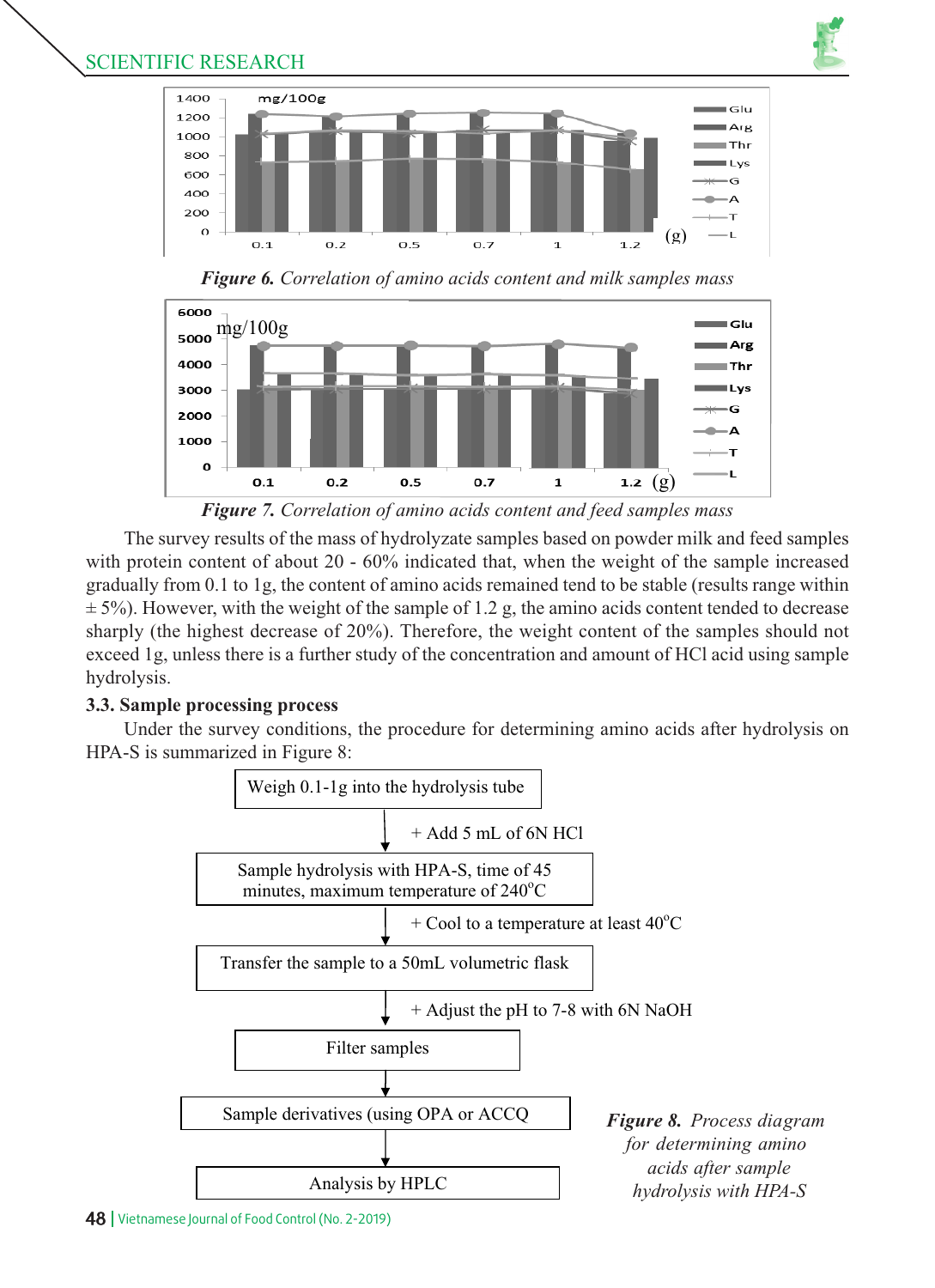*Figure 6. Correlation of amino acids content and milk samples mass*

*Figure 7. Correlation of amino acids content and feed samples mass*

The survey results of the mass of hydrolyzate samples based on powder milk and feed samples with protein content of about 20 - 60% indicated that, when the weight of the sample increased gradually from 0.1 to 1g, the content of amino acids remained tend to be stable (results range within ± 5%). However, with the weight of the sample of 1.2 g, the amino acids content tended to decrease sharply (the highest decrease of 20%). Therefore, the weight content of the samples should not exceed 1g, unless there is a further study of the concentration and amount of HCl acid using sample hydrolysis.

### 3.3. Sample processing process

Under the survey conditions, the procedure for determining amino acids after hydrolysis on HPA-S is summarized in Figure 8:

Weigh 0.1-1g into the hydrolysis tube

↓ + Add 5 mL of 6N HCl

Sample hydrolysis with HPA-S, time of 45 minutes, maximum temperature of 240°C

↓ + Cool to a temperature at least 40°C

Transfer the sample to a 50mL volumetric flask

↓ + Adjust the pH to 7-8 with 6N NaOH

Filter samples

↓

Sample derivatives (using OPA or ACCQ

↓

Analysis by HPLC

*Figure 8. Process diagram for determining amino acids after sample hydrolysis with HPA-S*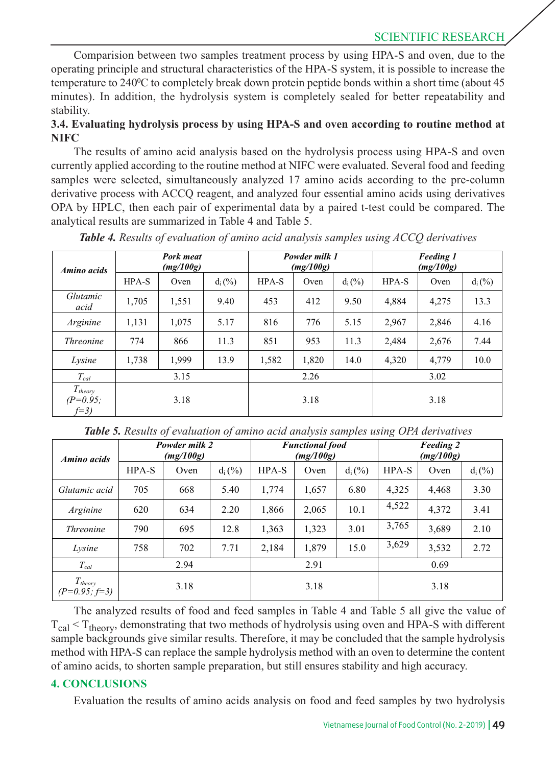Comparision between two samples treatment process by using HPA-S and oven, due to the operating principle and structural characteristics of the HPA-S system, it is possible to increase the temperature to 240$^0$C to completely break down protein peptide bonds within a short time (about 45 minutes). In addition, the hydrolysis system is completely sealed for better repeatability and stability.

### 3.4. Evaluating hydrolysis process by using HPA-S and oven according to routine method at NIFC

The results of amino acid analysis based on the hydrolysis process using HPA-S and oven currently applied according to the routine method at NIFC were evaluated. Several food and feeding samples were selected, simultaneously analyzed 17 amino acids according to the pre-column derivative process with ACCQ reagent, and analyzed four essential amino acids using derivatives OPA by HPLC, then each pair of experimental data by a paired t-test could be compared. The analytical results are summarized in Table 4 and Table 5.

***Table 4.*** *Results of evaluation of amino acid analysis samples using ACCQ derivatives*

| ***Amino acids*** | ***Pork meat (mg/100g)*** | | | ***Powder milk 1 (mg/100g)*** | | | ***Feeding 1 (mg/100g)*** | | |
|---|---|---|---|---|---|---|---|---|---|
| | HPA-S | Oven | $d_i$ (%) | HPA-S | Oven | $d_i$ (%) | HPA-S | Oven | $d_i$ (%) |
| *Glutamic acid* | 1,705 | 1,551 | 9.40 | 453 | 412 | 9.50 | 4,884 | 4,275 | 13.3 |
| *Arginine* | 1,131 | 1,075 | 5.17 | 816 | 776 | 5.15 | 2,967 | 2,846 | 4.16 |
| *Threonine* | 774 | 866 | 11.3 | 851 | 953 | 11.3 | 2,484 | 2,676 | 7.44 |
| *Lysine* | 1,738 | 1,999 | 13.9 | 1,582 | 1,820 | 14.0 | 4,320 | 4,779 | 10.0 |
| $T_{cal}$ | 3.15 | | | 2.26 | | | 3.02 | | |
| $T_{theory}$ *(P=0.95; f=3)* | 3.18 | | | 3.18 | | | 3.18 | | |

***Table 5.*** *Results of evaluation of amino acid analysis samples using OPA derivatives*

| ***Amino acids*** | ***Powder milk 2 (mg/100g)*** | | | ***Functional food (mg/100g)*** | | | ***Feeding 2 (mg/100g)*** | | |
|---|---|---|---|---|---|---|---|---|---|
| | HPA-S | Oven | $d_i$ (%) | HPA-S | Oven | $d_i$ (%) | HPA-S | Oven | $d_i$ (%) |
| *Glutamic acid* | 705 | 668 | 5.40 | 1,774 | 1,657 | 6.80 | 4,325 | 4,468 | 3.30 |
| *Arginine* | 620 | 634 | 2.20 | 1,866 | 2,065 | 10.1 | 4,522 | 4,372 | 3.41 |
| *Threonine* | 790 | 695 | 12.8 | 1,363 | 1,323 | 3.01 | 3,765 | 3,689 | 2.10 |
| *Lysine* | 758 | 702 | 7.71 | 2,184 | 1,879 | 15.0 | 3,629 | 3,532 | 2.72 |
| $T_{cal}$ | 2.94 | | | 2.91 | | | 0.69 | | |
| $T_{theory}$ *(P=0.95; f=3)* | 3.18 | | | 3.18 | | | 3.18 | | |

The analyzed results of food and feed samples in Table 4 and Table 5 all give the value of $T_{cal} < T_{theory}$, demonstrating that two methods of hydrolysis using oven and HPA-S with different sample backgrounds give similar results. Therefore, it may be concluded that the sample hydrolysis method with HPA-S can replace the sample hydrolysis method with an oven to determine the content of amino acids, to shorten sample preparation, but still ensures stability and high accuracy.

## 4. CONCLUSIONS

Evaluation the results of amino acids analysis on food and feed samples by two hydrolysis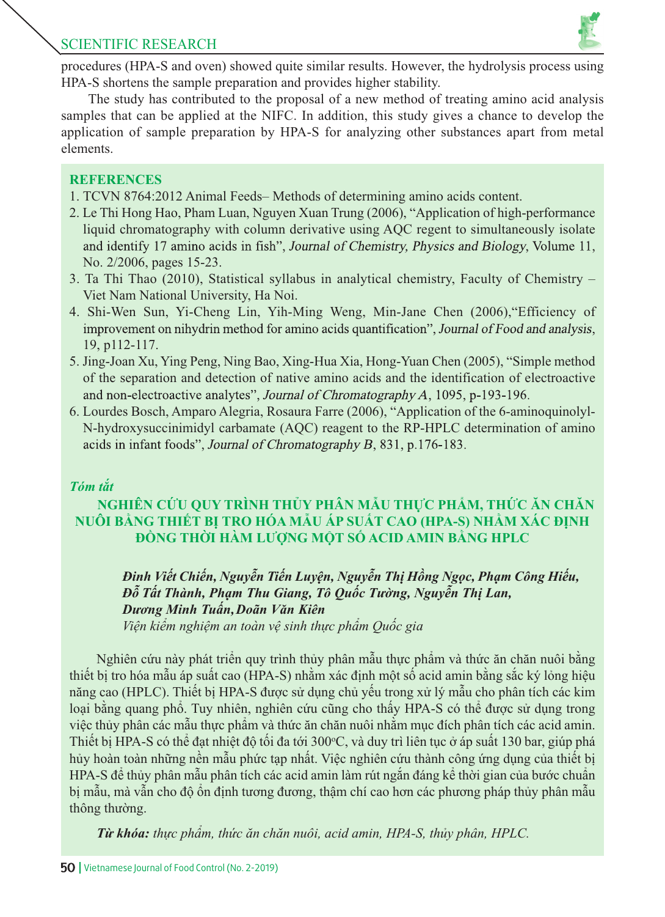procedures (HPA-S and oven) showed quite similar results. However, the hydrolysis process using HPA-S shortens the sample preparation and provides higher stability.

The study has contributed to the proposal of a new method of treating amino acid analysis samples that can be applied at the NIFC. In addition, this study gives a chance to develop the application of sample preparation by HPA-S for analyzing other substances apart from metal elements.

## REFERENCES

1. TCVN 8764:2012 Animal Feeds– Methods of determining amino acids content.
2. Le Thi Hong Hao, Pham Luan, Nguyen Xuan Trung (2006), "Application of high-performance liquid chromatography with column derivative using AQC regent to simultaneously isolate and identify 17 amino acids in fish", *Journal of Chemistry, Physics and Biology*, Volume 11, No. 2/2006, pages 15-23.
3. Ta Thi Thao (2010), Statistical syllabus in analytical chemistry, Faculty of Chemistry – Viet Nam National University, Ha Noi.
4. Shi-Wen Sun, Yi-Cheng Lin, Yih-Ming Weng, Min-Jane Chen (2006),"Efficiency of improvement on nihydrin method for amino acids quantification", *Journal of Food and analysis*, 19, p112-117.
5. Jing-Joan Xu, Ying Peng, Ning Bao, Xing-Hua Xia, Hong-Yuan Chen (2005), "Simple method of the separation and detection of native amino acids and the identification of electroactive and non-electroactive analytes", *Journal of Chromatography A*, 1095, p-193-196.
6. Lourdes Bosch, Amparo Alegria, Rosaura Farre (2006), "Application of the 6-aminoquinolyl-N-hydroxysuccinimidyl carbamate (AQC) reagent to the RP-HPLC determination of amino acids in infant foods", *Journal of Chromatography B*, 831, p.176-183.

## *Tóm tắt*

### NGHIÊN CỨU QUY TRÌNH THỦY PHÂN MẪU THỰC PHẨM, THỨC ĂN CHĂN NUÔI BẰNG THIẾT BỊ TRO HÓA MẪU ÁP SUẤT CAO (HPA-S) NHẰM XÁC ĐỊNH ĐỒNG THỜI HÀM LƯỢNG MỘT SỐ ACID AMIN BẰNG HPLC

***Đinh Viết Chiến, Nguyễn Tiến Luyện, Nguyễn Thị Hồng Ngọc, Phạm Công Hiếu, Đỗ Tất Thành, Phạm Thu Giang, Tô Quốc Tường, Nguyễn Thị Lan, Dương Minh Tuấn, Doãn Văn Kiên***

*Viện kiểm nghiệm an toàn vệ sinh thực phẩm Quốc gia*

Nghiên cứu này phát triển quy trình thủy phân mẫu thực phẩm và thức ăn chăn nuôi bằng thiết bị tro hóa mẫu áp suất cao (HPA-S) nhằm xác định một số acid amin bằng sắc ký lỏng hiệu năng cao (HPLC). Thiết bị HPA-S được sử dụng chủ yếu trong xử lý mẫu cho phân tích các kim loại bằng quang phổ. Tuy nhiên, nghiên cứu cũng cho thấy HPA-S có thể được sử dụng trong việc thủy phân các mẫu thực phẩm và thức ăn chăn nuôi nhằm mục đích phân tích các acid amin. Thiết bị HPA-S có thể đạt nhiệt độ tối đa tới 300°C, và duy trì liên tục ở áp suất 130 bar, giúp phá hủy hoàn toàn những nền mẫu phức tạp nhất. Việc nghiên cứu thành công ứng dụng của thiết bị HPA-S để thủy phân mẫu phân tích các acid amin làm rút ngắn đáng kể thời gian của bước chuẩn bị mẫu, mà vẫn cho độ ổn định tương đương, thậm chí cao hơn các phương pháp thủy phân mẫu thông thường.

***Từ khóa:*** *thực phẩm, thức ăn chăn nuôi, acid amin, HPA-S, thủy phân, HPLC.*